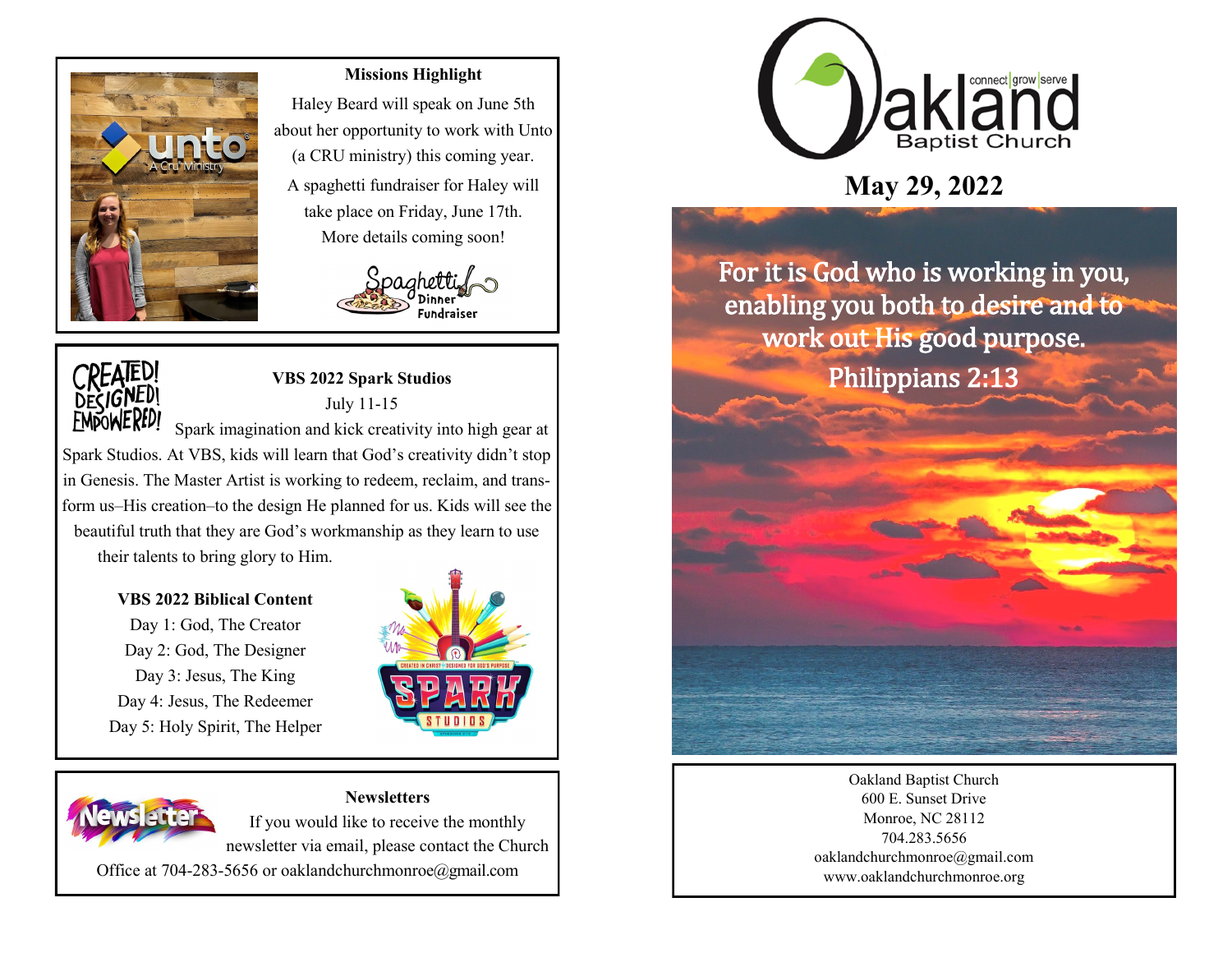## Missions Highlight

Haley Beard will speak on June 5th about her opportunity to work with Unto (a CRU ministry) this coming year.

A spaghetti fundraiser for Haley will take place on Friday, June 17th. More details coming soon!

## VBS 2022 Spark Studios

July 11-15

Spark imagination and kick creativity into high gear at Spark Studios. At VBS, kids will learn that God's creativity didn't stop in Genesis. The Master Artist is working to redeem, reclaim, and transform us–His creation–to the design He planned for us. Kids will see the beautiful truth that they are God's workmanship as they learn to use their talents to bring glory to Him.

### VBS 2022 Biblical Content

Day 1: God, The Creator
Day 2: God, The Designer
Day 3: Jesus, The King
Day 4: Jesus, The Redeemer
Day 5: Holy Spirit, The Helper

## Newsletters

If you would like to receive the monthly newsletter via email, please contact the Church Office at 704-283-5656 or oaklandchurchmonroe@gmail.com

# Oakland Baptist Church

connect | grow | serve

## May 29, 2022

For it is God who is working in you, enabling you both to desire and to work out His good purpose.
Philippians 2:13

Oakland Baptist Church
600 E. Sunset Drive
Monroe, NC 28112
704.283.5656
oaklandchurchmonroe@gmail.com
www.oaklandchurchmonroe.org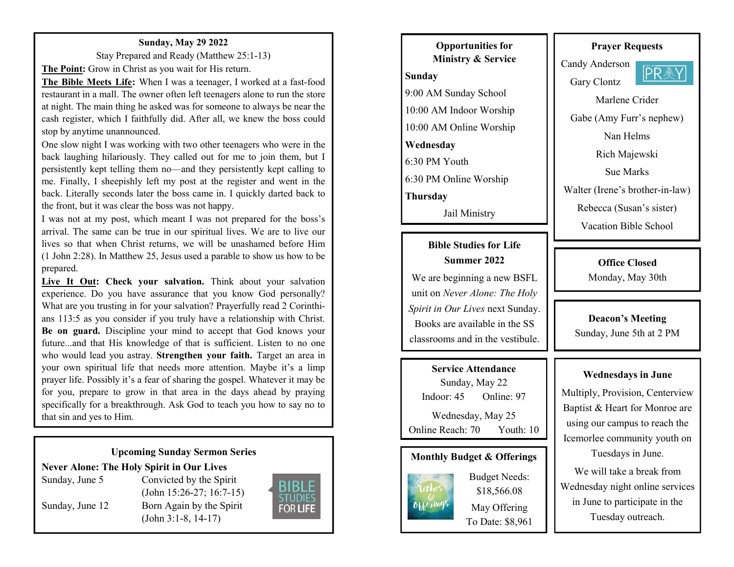## Sunday, May 29 2022

Stay Prepared and Ready (Matthew 25:1-13)

**The Point:** Grow in Christ as you wait for His return.

**The Bible Meets Life:** When I was a teenager, I worked at a fast-food restaurant in a mall. The owner often left teenagers alone to run the store at night. The main thing he asked was for someone to always be near the cash register, which I faithfully did. After all, we knew the boss could stop by anytime unannounced.

One slow night I was working with two other teenagers who were in the back laughing hilariously. They called out for me to join them, but I persistently kept telling them no—and they persistently kept calling to me. Finally, I sheepishly left my post at the register and went in the back. Literally seconds later the boss came in. I quickly darted back to the front, but it was clear the boss was not happy.

I was not at my post, which meant I was not prepared for the boss's arrival. The same can be true in our spiritual lives. We are to live our lives so that when Christ returns, we will be unashamed before Him (1 John 2:28). In Matthew 25, Jesus used a parable to show us how to be prepared.

**Live It Out: Check your salvation.** Think about your salvation experience. Do you have assurance that you know God personally? What are you trusting in for your salvation? Prayerfully read 2 Corinthians 113:5 as you consider if you truly have a relationship with Christ. **Be on guard.** Discipline your mind to accept that God knows your future...and that His knowledge of that is sufficient. Listen to no one who would lead you astray. **Strengthen your faith.** Target an area in your own spiritual life that needs more attention. Maybe it's a limp prayer life. Possibly it's a fear of sharing the gospel. Whatever it may be for you, prepare to grow in that area in the days ahead by praying specifically for a breakthrough. Ask God to teach you how to say no to that sin and yes to Him.

## Upcoming Sunday Sermon Series

**Never Alone: The Holy Spirit in Our Lives**

| | |
|---|---|
| Sunday, June 5 | Convicted by the Spirit (John 15:26-27; 16:7-15) |
| Sunday, June 12 | Born Again by the Spirit (John 3:1-8, 14-17) |

BIBLE STUDIES FOR LIFE

## Opportunities for Ministry & Service

**Sunday**

9:00 AM Sunday School

10:00 AM Indoor Worship

10:00 AM Online Worship

**Wednesday**

6:30 PM Youth

6:30 PM Online Worship

**Thursday**

Jail Ministry

## Bible Studies for Life Summer 2022

We are beginning a new BSFL unit on *Never Alone: The Holy Spirit in Our Lives* next Sunday. Books are available in the SS classrooms and in the vestibule.

## Service Attendance

Sunday, May 22

Indoor: 45 Online: 97

Wednesday, May 25

Online Reach: 70 Youth: 10

## Monthly Budget & Offerings

Tithes & Offerings

Budget Needs: $18,566.08

May Offering To Date: $8,961

## Prayer Requests

Let us PRAY

Candy Anderson

Gary Clontz

Marlene Crider

Gabe (Amy Furr's nephew)

Nan Helms

Rich Majewski

Sue Marks

Walter (Irene's brother-in-law)

Rebecca (Susan's sister)

Vacation Bible School

## Office Closed

Monday, May 30th

## Deacon's Meeting

Sunday, June 5th at 2 PM

## Wednesdays in June

Multiply, Provision, Centerview Baptist & Heart for Monroe are using our campus to reach the Icemorlee community youth on Tuesdays in June.

We will take a break from Wednesday night online services in June to participate in the Tuesday outreach.